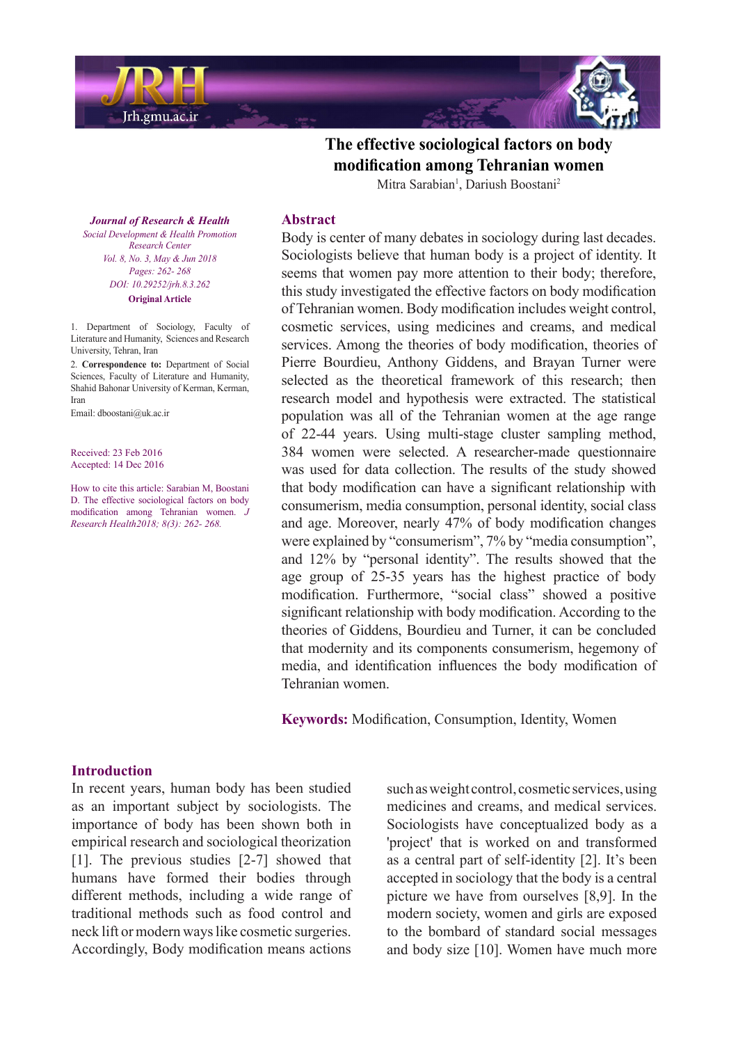# The effective sociological factors on body modification among Tehranian women

Mitra Sarabian[1], Dariush Boostani[2]

*Journal of Research & Health*
*Social Development & Health Promotion Research Center*
*Vol. 8, No. 3, May & Jun 2018*
*Pages: 262- 268*
*DOI: 10.29252/jrh.8.3.262*
**Original Article**

1. Department of Sociology, Faculty of Literature and Humanity, Sciences and Research University, Tehran, Iran
2. **Correspondence to:** Department of Social Sciences, Faculty of Literature and Humanity, Shahid Bahonar University of Kerman, Kerman, Iran

Email: dboostani@uk.ac.ir

Received: 23 Feb 2016
Accepted: 14 Dec 2016

How to cite this article: Sarabian M, Boostani D. The effective sociological factors on body modification among Tehranian women. *J Research Health2018; 8(3): 262- 268.*

## Abstract

Body is center of many debates in sociology during last decades. Sociologists believe that human body is a project of identity. It seems that women pay more attention to their body; therefore, this study investigated the effective factors on body modification of Tehranian women. Body modification includes weight control, cosmetic services, using medicines and creams, and medical services. Among the theories of body modification, theories of Pierre Bourdieu, Anthony Giddens, and Brayan Turner were selected as the theoretical framework of this research; then research model and hypothesis were extracted. The statistical population was all of the Tehranian women at the age range of 22-44 years. Using multi-stage cluster sampling method, 384 women were selected. A researcher-made questionnaire was used for data collection. The results of the study showed that body modification can have a significant relationship with consumerism, media consumption, personal identity, social class and age. Moreover, nearly 47% of body modification changes were explained by "consumerism", 7% by "media consumption", and 12% by "personal identity". The results showed that the age group of 25-35 years has the highest practice of body modification. Furthermore, "social class" showed a positive significant relationship with body modification. According to the theories of Giddens, Bourdieu and Turner, it can be concluded that modernity and its components consumerism, hegemony of media, and identification influences the body modification of Tehranian women.

**Keywords:** Modification, Consumption, Identity, Women

## Introduction

In recent years, human body has been studied as an important subject by sociologists. The importance of body has been shown both in empirical research and sociological theorization [1]. The previous studies [2-7] showed that humans have formed their bodies through different methods, including a wide range of traditional methods such as food control and neck lift or modern ways like cosmetic surgeries. Accordingly, Body modification means actions such as weight control, cosmetic services, using medicines and creams, and medical services. Sociologists have conceptualized body as a 'project' that is worked on and transformed as a central part of self-identity [2]. It's been accepted in sociology that the body is a central picture we have from ourselves [8,9]. In the modern society, women and girls are exposed to the bombard of standard social messages and body size [10]. Women have much more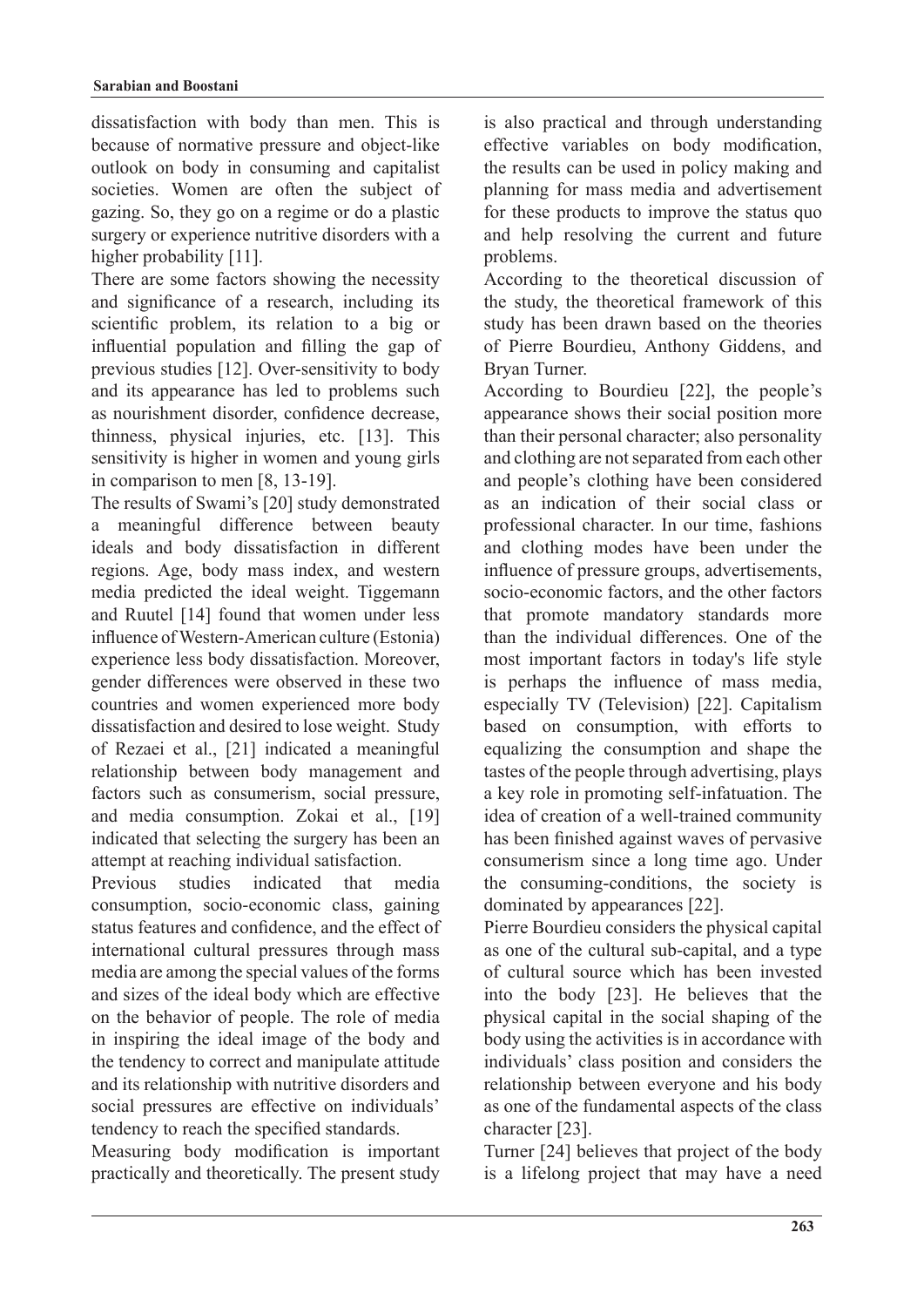dissatisfaction with body than men. This is because of normative pressure and object-like outlook on body in consuming and capitalist societies. Women are often the subject of gazing. So, they go on a regime or do a plastic surgery or experience nutritive disorders with a higher probability [11].

There are some factors showing the necessity and significance of a research, including its scientific problem, its relation to a big or influential population and filling the gap of previous studies [12]. Over-sensitivity to body and its appearance has led to problems such as nourishment disorder, confidence decrease, thinness, physical injuries, etc. [13]. This sensitivity is higher in women and young girls in comparison to men [8, 13-19].

The results of Swami's [20] study demonstrated a meaningful difference between beauty ideals and body dissatisfaction in different regions. Age, body mass index, and western media predicted the ideal weight. Tiggemann and Ruutel [14] found that women under less influence of Western-American culture (Estonia) experience less body dissatisfaction. Moreover, gender differences were observed in these two countries and women experienced more body dissatisfaction and desired to lose weight. Study of Rezaei et al., [21] indicated a meaningful relationship between body management and factors such as consumerism, social pressure, and media consumption. Zokai et al., [19] indicated that selecting the surgery has been an attempt at reaching individual satisfaction.

Previous studies indicated that media consumption, socio-economic class, gaining status features and confidence, and the effect of international cultural pressures through mass media are among the special values of the forms and sizes of the ideal body which are effective on the behavior of people. The role of media in inspiring the ideal image of the body and the tendency to correct and manipulate attitude and its relationship with nutritive disorders and social pressures are effective on individuals' tendency to reach the specified standards.

Measuring body modification is important practically and theoretically. The present study is also practical and through understanding effective variables on body modification, the results can be used in policy making and planning for mass media and advertisement for these products to improve the status quo and help resolving the current and future problems.

According to the theoretical discussion of the study, the theoretical framework of this study has been drawn based on the theories of Pierre Bourdieu, Anthony Giddens, and Bryan Turner.

According to Bourdieu [22], the people's appearance shows their social position more than their personal character; also personality and clothing are not separated from each other and people's clothing have been considered as an indication of their social class or professional character. In our time, fashions and clothing modes have been under the influence of pressure groups, advertisements, socio-economic factors, and the other factors that promote mandatory standards more than the individual differences. One of the most important factors in today's life style is perhaps the influence of mass media, especially TV (Television) [22]. Capitalism based on consumption, with efforts to equalizing the consumption and shape the tastes of the people through advertising, plays a key role in promoting self-infatuation. The idea of creation of a well-trained community has been finished against waves of pervasive consumerism since a long time ago. Under the consuming-conditions, the society is dominated by appearances [22].

Pierre Bourdieu considers the physical capital as one of the cultural sub-capital, and a type of cultural source which has been invested into the body [23]. He believes that the physical capital in the social shaping of the body using the activities is in accordance with individuals' class position and considers the relationship between everyone and his body as one of the fundamental aspects of the class character [23].

Turner [24] believes that project of the body is a lifelong project that may have a need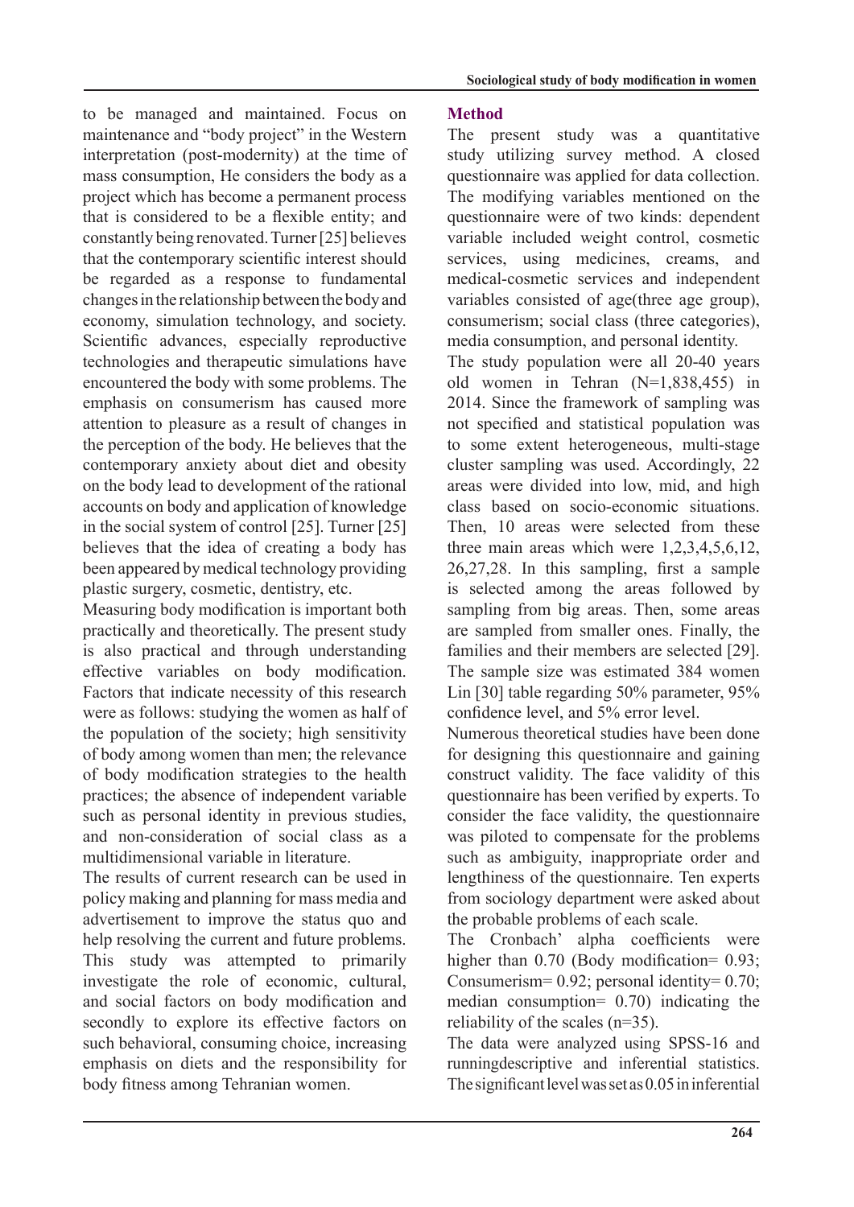to be managed and maintained. Focus on maintenance and "body project" in the Western interpretation (post-modernity) at the time of mass consumption, He considers the body as a project which has become a permanent process that is considered to be a flexible entity; and constantly being renovated. Turner [25] believes that the contemporary scientific interest should be regarded as a response to fundamental changes in the relationship between the body and economy, simulation technology, and society. Scientific advances, especially reproductive technologies and therapeutic simulations have encountered the body with some problems. The emphasis on consumerism has caused more attention to pleasure as a result of changes in the perception of the body. He believes that the contemporary anxiety about diet and obesity on the body lead to development of the rational accounts on body and application of knowledge in the social system of control [25]. Turner [25] believes that the idea of creating a body has been appeared by medical technology providing plastic surgery, cosmetic, dentistry, etc.

Measuring body modification is important both practically and theoretically. The present study is also practical and through understanding effective variables on body modification. Factors that indicate necessity of this research were as follows: studying the women as half of the population of the society; high sensitivity of body among women than men; the relevance of body modification strategies to the health practices; the absence of independent variable such as personal identity in previous studies, and non-consideration of social class as a multidimensional variable in literature.

The results of current research can be used in policy making and planning for mass media and advertisement to improve the status quo and help resolving the current and future problems. This study was attempted to primarily investigate the role of economic, cultural, and social factors on body modification and secondly to explore its effective factors on such behavioral, consuming choice, increasing emphasis on diets and the responsibility for body fitness among Tehranian women.

## Method

The present study was a quantitative study utilizing survey method. A closed questionnaire was applied for data collection. The modifying variables mentioned on the questionnaire were of two kinds: dependent variable included weight control, cosmetic services, using medicines, creams, and medical-cosmetic services and independent variables consisted of age(three age group), consumerism; social class (three categories), media consumption, and personal identity.

The study population were all 20-40 years old women in Tehran (N=1,838,455) in 2014. Since the framework of sampling was not specified and statistical population was to some extent heterogeneous, multi-stage cluster sampling was used. Accordingly, 22 areas were divided into low, mid, and high class based on socio-economic situations. Then, 10 areas were selected from these three main areas which were 1,2,3,4,5,6,12, 26,27,28. In this sampling, first a sample is selected among the areas followed by sampling from big areas. Then, some areas are sampled from smaller ones. Finally, the families and their members are selected [29]. The sample size was estimated 384 women Lin [30] table regarding 50% parameter, 95% confidence level, and 5% error level.

Numerous theoretical studies have been done for designing this questionnaire and gaining construct validity. The face validity of this questionnaire has been verified by experts. To consider the face validity, the questionnaire was piloted to compensate for the problems such as ambiguity, inappropriate order and lengthiness of the questionnaire. Ten experts from sociology department were asked about the probable problems of each scale.

The Cronbach' alpha coefficients were higher than 0.70 (Body modification= 0.93; Consumerism= 0.92; personal identity= 0.70; median consumption= 0.70) indicating the reliability of the scales (n=35).

The data were analyzed using SPSS-16 and runningdescriptive and inferential statistics. The significant level was set as 0.05 in inferential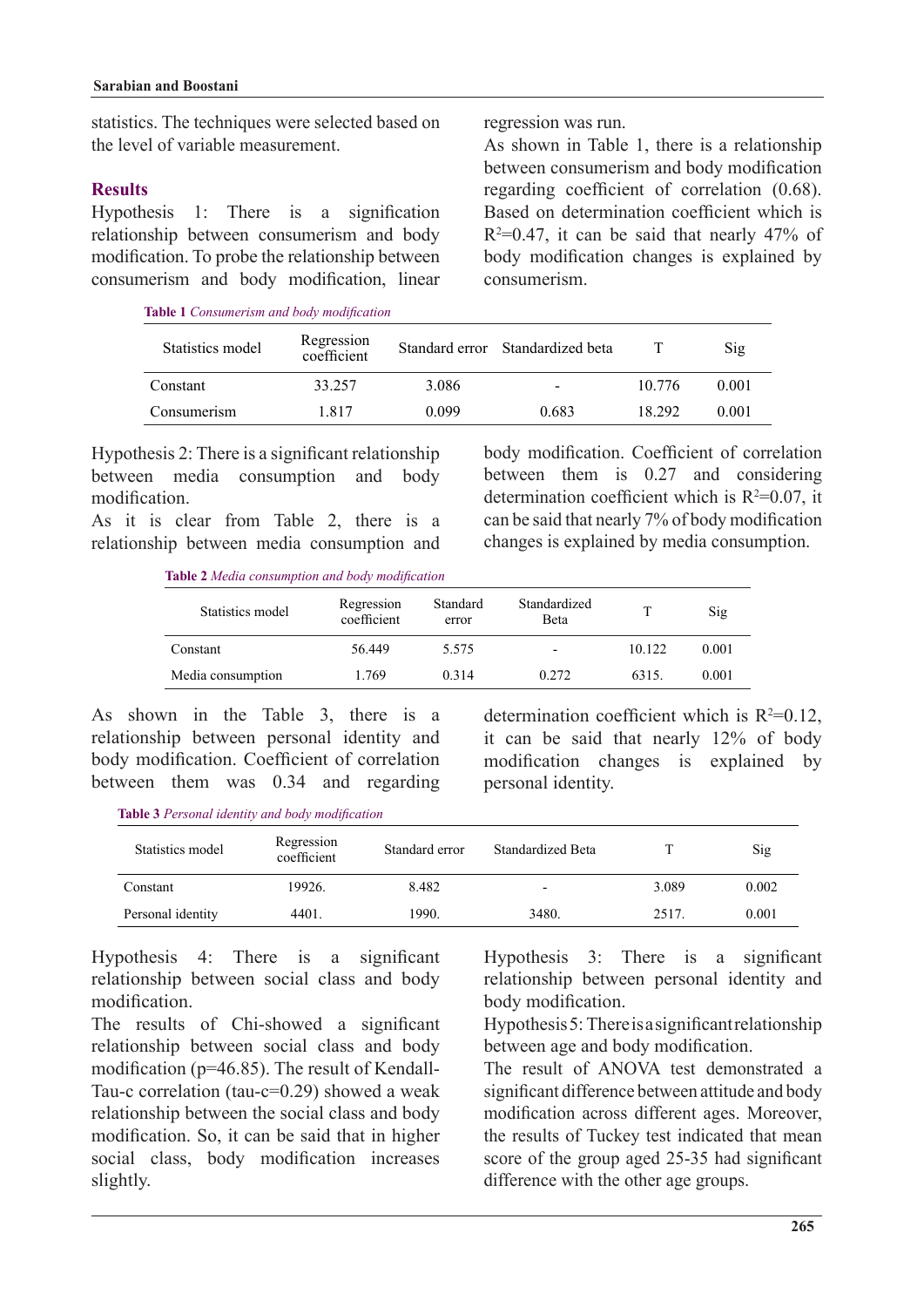statistics. The techniques were selected based on the level of variable measurement.

## Results

Hypothesis 1: There is a signification relationship between consumerism and body modification. To probe the relationship between consumerism and body modification, linear regression was run.

As shown in Table 1, there is a relationship between consumerism and body modification regarding coefficient of correlation (0.68). Based on determination coefficient which is $R^2$=0.47, it can be said that nearly 47% of body modification changes is explained by consumerism.

**Table 1** *Consumerism and body modification*

| Statistics model | Regression coefficient | Standard error | Standardized beta | T | Sig |
|---|---|---|---|---|---|
| Constant | 33.257 | 3.086 | - | 10.776 | 0.001 |
| Consumerism | 1.817 | 0.099 | 0.683 | 18.292 | 0.001 |

Hypothesis 2: There is a significant relationship between media consumption and body modification.

As it is clear from Table 2, there is a relationship between media consumption and body modification. Coefficient of correlation between them is 0.27 and considering determination coefficient which is $R^2$=0.07, it can be said that nearly 7% of body modification changes is explained by media consumption.

**Table 2** *Media consumption and body modification*

| Statistics model | Regression coefficient | Standard error | Standardized Beta | T | Sig |
|---|---|---|---|---|---|
| Constant | 56.449 | 5.575 | - | 10.122 | 0.001 |
| Media consumption | 1.769 | 0.314 | 0.272 | 6315. | 0.001 |

As shown in the Table 3, there is a relationship between personal identity and body modification. Coefficient of correlation between them was 0.34 and regarding determination coefficient which is $R^2$=0.12, it can be said that nearly 12% of body modification changes is explained by personal identity.

**Table 3** *Personal identity and body modification*

| Statistics model | Regression coefficient | Standard error | Standardized Beta | T | Sig |
|---|---|---|---|---|---|
| Constant | 19926. | 8.482 | - | 3.089 | 0.002 |
| Personal identity | 4401. | 1990. | 3480. | 2517. | 0.001 |

Hypothesis 3: There is a significant relationship between personal identity and body modification.

Hypothesis 4: There is a significant relationship between social class and body modification.

The results of Chi-showed a significant relationship between social class and body modification (p=46.85). The result of Kendall-Tau-c correlation (tau-c=0.29) showed a weak relationship between the social class and body modification. So, it can be said that in higher social class, body modification increases slightly.

Hypothesis 5: There is a significant relationship between age and body modification.

The result of ANOVA test demonstrated a significant difference between attitude and body modification across different ages. Moreover, the results of Tuckey test indicated that mean score of the group aged 25-35 had significant difference with the other age groups.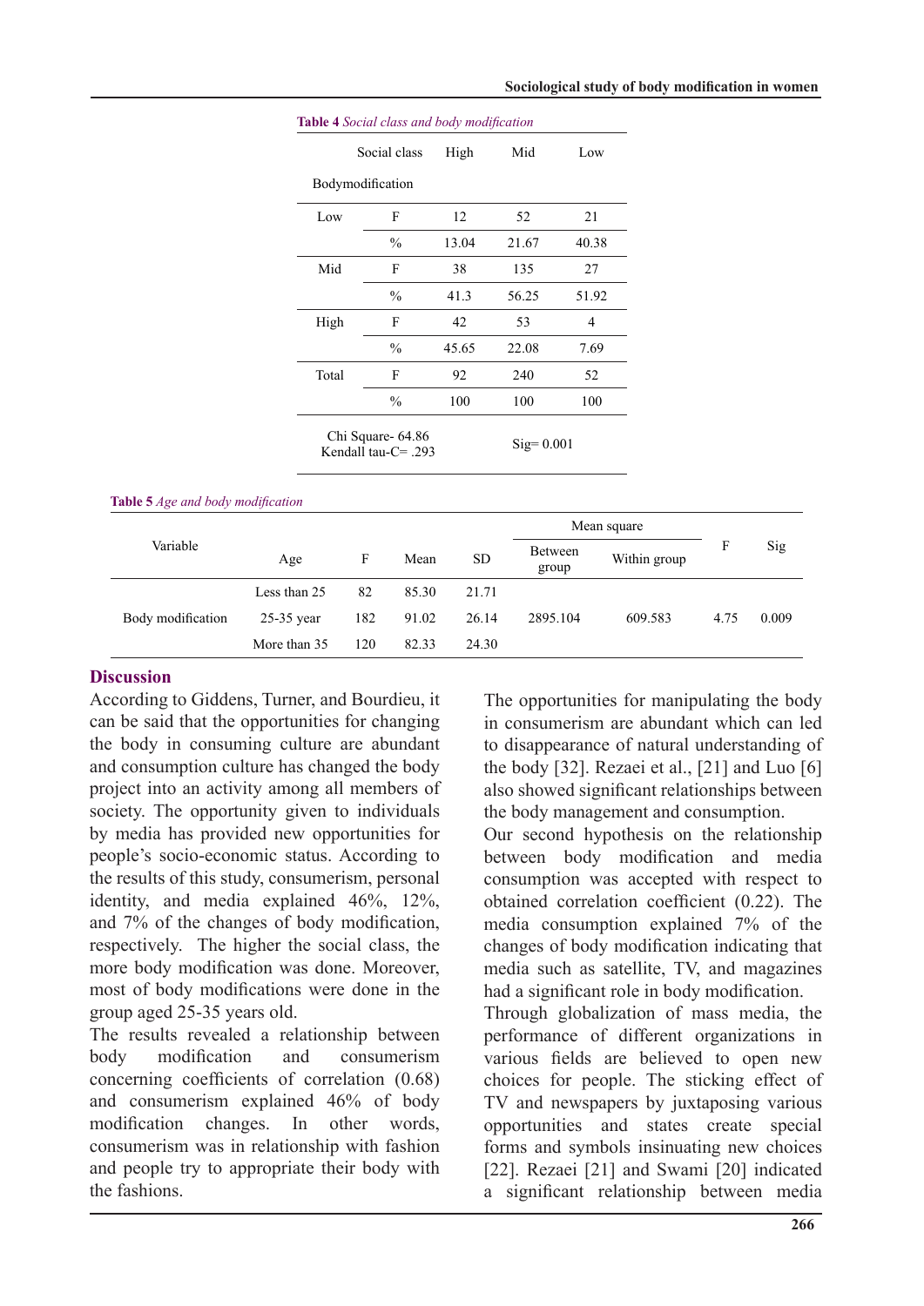**Table 4** *Social class and body modification*

| Bodymodification | Social class | High | Mid | Low |
|---|---|---|---|---|
| Low | F | 12 | 52 | 21 |
| | % | 13.04 | 21.67 | 40.38 |
| Mid | F | 38 | 135 | 27 |
| | % | 41.3 | 56.25 | 51.92 |
| High | F | 42 | 53 | 4 |
| | % | 45.65 | 22.08 | 7.69 |
| Total | F | 92 | 240 | 52 |
| | % | 100 | 100 | 100 |
| Chi Square- 64.86 Kendall tau-C= .293 | | Sig= 0.001 | | |

**Table 5** *Age and body modification*

| Variable | Age | F | Mean | SD | Mean square | | F | Sig |
|---|---|---|---|---|---|---|---|---|
| | | | | | Between group | Within group | | |
| Body modification | Less than 25 | 82 | 85.30 | 21.71 | 2895.104 | 609.583 | 4.75 | 0.009 |
| | 25-35 year | 182 | 91.02 | 26.14 | | | | |
| | More than 35 | 120 | 82.33 | 24.30 | | | | |

## Discussion

According to Giddens, Turner, and Bourdieu, it can be said that the opportunities for changing the body in consuming culture are abundant and consumption culture has changed the body project into an activity among all members of society. The opportunity given to individuals by media has provided new opportunities for people's socio-economic status. According to the results of this study, consumerism, personal identity, and media explained 46%, 12%, and 7% of the changes of body modification, respectively. The higher the social class, the more body modification was done. Moreover, most of body modifications were done in the group aged 25-35 years old.

The results revealed a relationship between body modification and consumerism concerning coefficients of correlation (0.68) and consumerism explained 46% of body modification changes. In other words, consumerism was in relationship with fashion and people try to appropriate their body with the fashions.

The opportunities for manipulating the body in consumerism are abundant which can led to disappearance of natural understanding of the body [32]. Rezaei et al., [21] and Luo [6] also showed significant relationships between the body management and consumption.

Our second hypothesis on the relationship between body modification and media consumption was accepted with respect to obtained correlation coefficient (0.22). The media consumption explained 7% of the changes of body modification indicating that media such as satellite, TV, and magazines had a significant role in body modification.

Through globalization of mass media, the performance of different organizations in various fields are believed to open new choices for people. The sticking effect of TV and newspapers by juxtaposing various opportunities and states create special forms and symbols insinuating new choices [22]. Rezaei [21] and Swami [20] indicated a significant relationship between media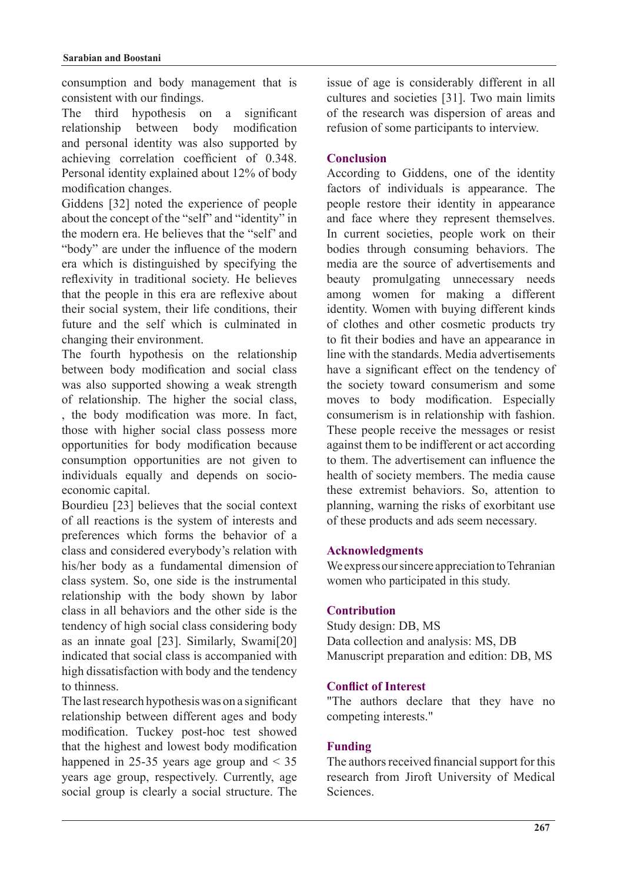consumption and body management that is consistent with our findings.

The third hypothesis on a significant relationship between body modification and personal identity was also supported by achieving correlation coefficient of 0.348. Personal identity explained about 12% of body modification changes.

Giddens [32] noted the experience of people about the concept of the "self" and "identity" in the modern era. He believes that the "self' and "body" are under the influence of the modern era which is distinguished by specifying the reflexivity in traditional society. He believes that the people in this era are reflexive about their social system, their life conditions, their future and the self which is culminated in changing their environment.

The fourth hypothesis on the relationship between body modification and social class was also supported showing a weak strength of relationship. The higher the social class, , the body modification was more. In fact, those with higher social class possess more opportunities for body modification because consumption opportunities are not given to individuals equally and depends on socio-economic capital.

Bourdieu [23] believes that the social context of all reactions is the system of interests and preferences which forms the behavior of a class and considered everybody's relation with his/her body as a fundamental dimension of class system. So, one side is the instrumental relationship with the body shown by labor class in all behaviors and the other side is the tendency of high social class considering body as an innate goal [23]. Similarly, Swami[20] indicated that social class is accompanied with high dissatisfaction with body and the tendency to thinness.

The last research hypothesis was on a significant relationship between different ages and body modification. Tuckey post-hoc test showed that the highest and lowest body modification happened in 25-35 years age group and < 35 years age group, respectively. Currently, age social group is clearly a social structure. The issue of age is considerably different in all cultures and societies [31]. Two main limits of the research was dispersion of areas and refusion of some participants to interview.

## Conclusion

According to Giddens, one of the identity factors of individuals is appearance. The people restore their identity in appearance and face where they represent themselves. In current societies, people work on their bodies through consuming behaviors. The media are the source of advertisements and beauty promulgating unnecessary needs among women for making a different identity. Women with buying different kinds of clothes and other cosmetic products try to fit their bodies and have an appearance in line with the standards. Media advertisements have a significant effect on the tendency of the society toward consumerism and some moves to body modification. Especially consumerism is in relationship with fashion. These people receive the messages or resist against them to be indifferent or act according to them. The advertisement can influence the health of society members. The media cause these extremist behaviors. So, attention to planning, warning the risks of exorbitant use of these products and ads seem necessary.

## Acknowledgments

We express our sincere appreciation to Tehranian women who participated in this study.

## Contribution

Study design: DB, MS

Data collection and analysis: MS, DB

Manuscript preparation and edition: DB, MS

## Conflict of Interest

"The authors declare that they have no competing interests."

## Funding

The authors received financial support for this research from Jiroft University of Medical Sciences.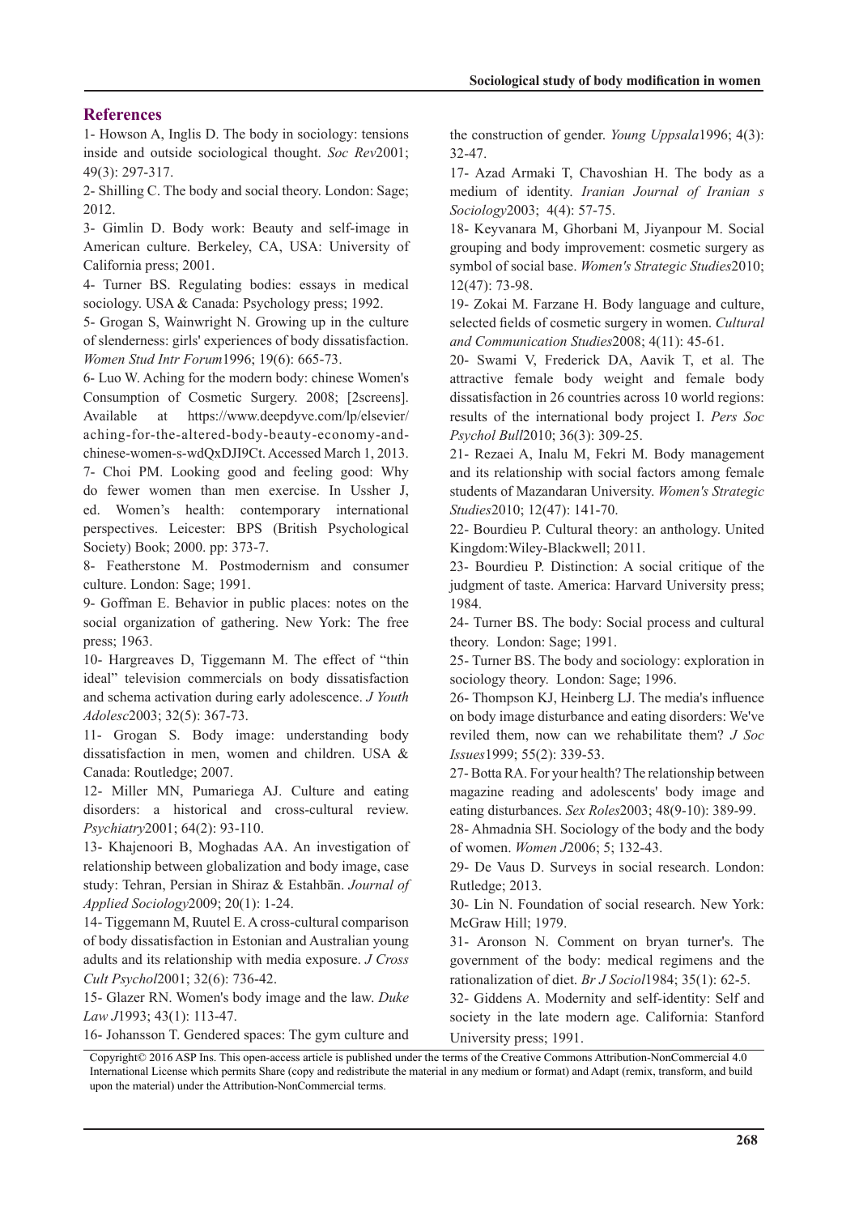## References

1- Howson A, Inglis D. The body in sociology: tensions inside and outside sociological thought. *Soc Rev*2001; 49(3): 297-317.

2- Shilling C. The body and social theory. London: Sage; 2012.

3- Gimlin D. Body work: Beauty and self-image in American culture. Berkeley, CA, USA: University of California press; 2001.

4- Turner BS. Regulating bodies: essays in medical sociology. USA & Canada: Psychology press; 1992.

5- Grogan S, Wainwright N. Growing up in the culture of slenderness: girls' experiences of body dissatisfaction. *Women Stud Intr Forum*1996; 19(6): 665-73.

6- Luo W. Aching for the modern body: chinese Women's Consumption of Cosmetic Surgery. 2008; [2screens]. Available at https://www.deepdyve.com/lp/elsevier/aching-for-the-altered-body-beauty-economy-and-chinese-women-s-wdQxDJI9Ct. Accessed March 1, 2013.

7- Choi PM. Looking good and feeling good: Why do fewer women than men exercise. In Ussher J, ed. Women's health: contemporary international perspectives. Leicester: BPS (British Psychological Society) Book; 2000. pp: 373-7.

8- Featherstone M. Postmodernism and consumer culture. London: Sage; 1991.

9- Goffman E. Behavior in public places: notes on the social organization of gathering. New York: The free press; 1963.

10- Hargreaves D, Tiggemann M. The effect of "thin ideal" television commercials on body dissatisfaction and schema activation during early adolescence. *J Youth Adolesc*2003; 32(5): 367-73.

11- Grogan S. Body image: understanding body dissatisfaction in men, women and children. USA & Canada: Routledge; 2007.

12- Miller MN, Pumariega AJ. Culture and eating disorders: a historical and cross-cultural review. *Psychiatry*2001; 64(2): 93-110.

13- Khajenoori B, Moghadas AA. An investigation of relationship between globalization and body image, case study: Tehran, Persian in Shiraz & Estahbān. *Journal of Applied Sociology*2009; 20(1): 1-24.

14- Tiggemann M, Ruutel E. A cross-cultural comparison of body dissatisfaction in Estonian and Australian young adults and its relationship with media exposure. *J Cross Cult Psychol*2001; 32(6): 736-42.

15- Glazer RN. Women's body image and the law. *Duke Law J*1993; 43(1): 113-47.

16- Johansson T. Gendered spaces: The gym culture and the construction of gender. *Young Uppsala*1996; 4(3): 32-47.

17- Azad Armaki T, Chavoshian H. The body as a medium of identity. *Iranian Journal of Iranian s Sociology*2003; 4(4): 57-75.

18- Keyvanara M, Ghorbani M, Jiyanpour M. Social grouping and body improvement: cosmetic surgery as symbol of social base. *Women's Strategic Studies*2010; 12(47): 73-98.

19- Zokai M. Farzane H. Body language and culture, selected fields of cosmetic surgery in women. *Cultural and Communication Studies*2008; 4(11): 45-61.

20- Swami V, Frederick DA, Aavik T, et al. The attractive female body weight and female body dissatisfaction in 26 countries across 10 world regions: results of the international body project I. *Pers Soc Psychol Bull*2010; 36(3): 309-25.

21- Rezaei A, Inalu M, Fekri M. Body management and its relationship with social factors among female students of Mazandaran University. *Women's Strategic Studies*2010; 12(47): 141-70.

22- Bourdieu P. Cultural theory: an anthology. United Kingdom:Wiley-Blackwell; 2011.

23- Bourdieu P. Distinction: A social critique of the judgment of taste. America: Harvard University press; 1984.

24- Turner BS. The body: Social process and cultural theory. London: Sage; 1991.

25- Turner BS. The body and sociology: exploration in sociology theory. London: Sage; 1996.

26- Thompson KJ, Heinberg LJ. The media's influence on body image disturbance and eating disorders: We've reviled them, now can we rehabilitate them? *J Soc Issues*1999; 55(2): 339-53.

27- Botta RA. For your health? The relationship between magazine reading and adolescents' body image and eating disturbances. *Sex Roles*2003; 48(9-10): 389-99.

28- Ahmadnia SH. Sociology of the body and the body of women. *Women J*2006; 5; 132-43.

29- De Vaus D. Surveys in social research. London: Rutledge; 2013.

30- Lin N. Foundation of social research. New York: McGraw Hill; 1979.

31- Aronson N. Comment on bryan turner's. The government of the body: medical regimens and the rationalization of diet. *Br J Sociol*1984; 35(1): 62-5.

32- Giddens A. Modernity and self-identity: Self and society in the late modern age. California: Stanford University press; 1991.

Copyright© 2016 ASP Ins. This open-access article is published under the terms of the Creative Commons Attribution-NonCommercial 4.0 International License which permits Share (copy and redistribute the material in any medium or format) and Adapt (remix, transform, and build upon the material) under the Attribution-NonCommercial terms.